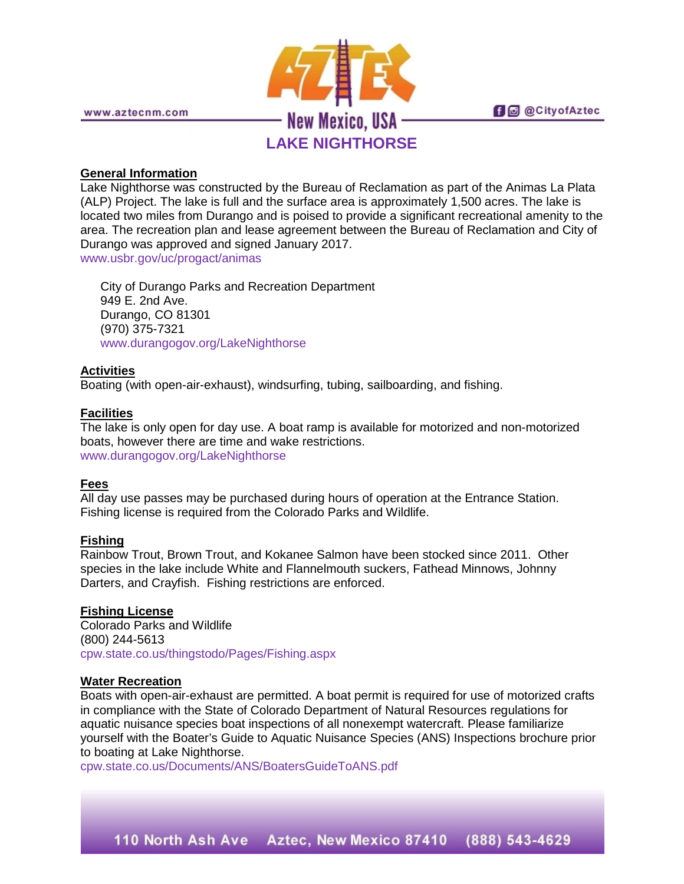# LAKE NIGHTHORSE

## General Information

Lake Nighthorse was constructed by the Bureau of Reclamation as part of the Animas La Plata (ALP) Project. The lake is full and the surface area is approximately 1,500 acres. The lake is located two miles from Durango and is poised to provide a significant recreational amenity to the area. The recreation plan and lease agreement between the Bureau of Reclamation and City of Durango was approved and signed January 2017.
www.usbr.gov/uc/progact/animas

City of Durango Parks and Recreation Department
949 E. 2nd Ave.
Durango, CO 81301
(970) 375-7321
www.durangogov.org/LakeNighthorse

## Activities

Boating (with open-air-exhaust), windsurfing, tubing, sailboarding, and fishing.

## Facilities

The lake is only open for day use. A boat ramp is available for motorized and non-motorized boats, however there are time and wake restrictions.
www.durangogov.org/LakeNighthorse

## Fees

All day use passes may be purchased during hours of operation at the Entrance Station. Fishing license is required from the Colorado Parks and Wildlife.

## Fishing

Rainbow Trout, Brown Trout, and Kokanee Salmon have been stocked since 2011. Other species in the lake include White and Flannelmouth suckers, Fathead Minnows, Johnny Darters, and Crayfish. Fishing restrictions are enforced.

## Fishing License

Colorado Parks and Wildlife
(800) 244-5613
cpw.state.co.us/thingstodo/Pages/Fishing.aspx

## Water Recreation

Boats with open-air-exhaust are permitted. A boat permit is required for use of motorized crafts in compliance with the State of Colorado Department of Natural Resources regulations for aquatic nuisance species boat inspections of all nonexempt watercraft. Please familiarize yourself with the Boater's Guide to Aquatic Nuisance Species (ANS) Inspections brochure prior to boating at Lake Nighthorse.
cpw.state.co.us/Documents/ANS/BoatersGuideToANS.pdf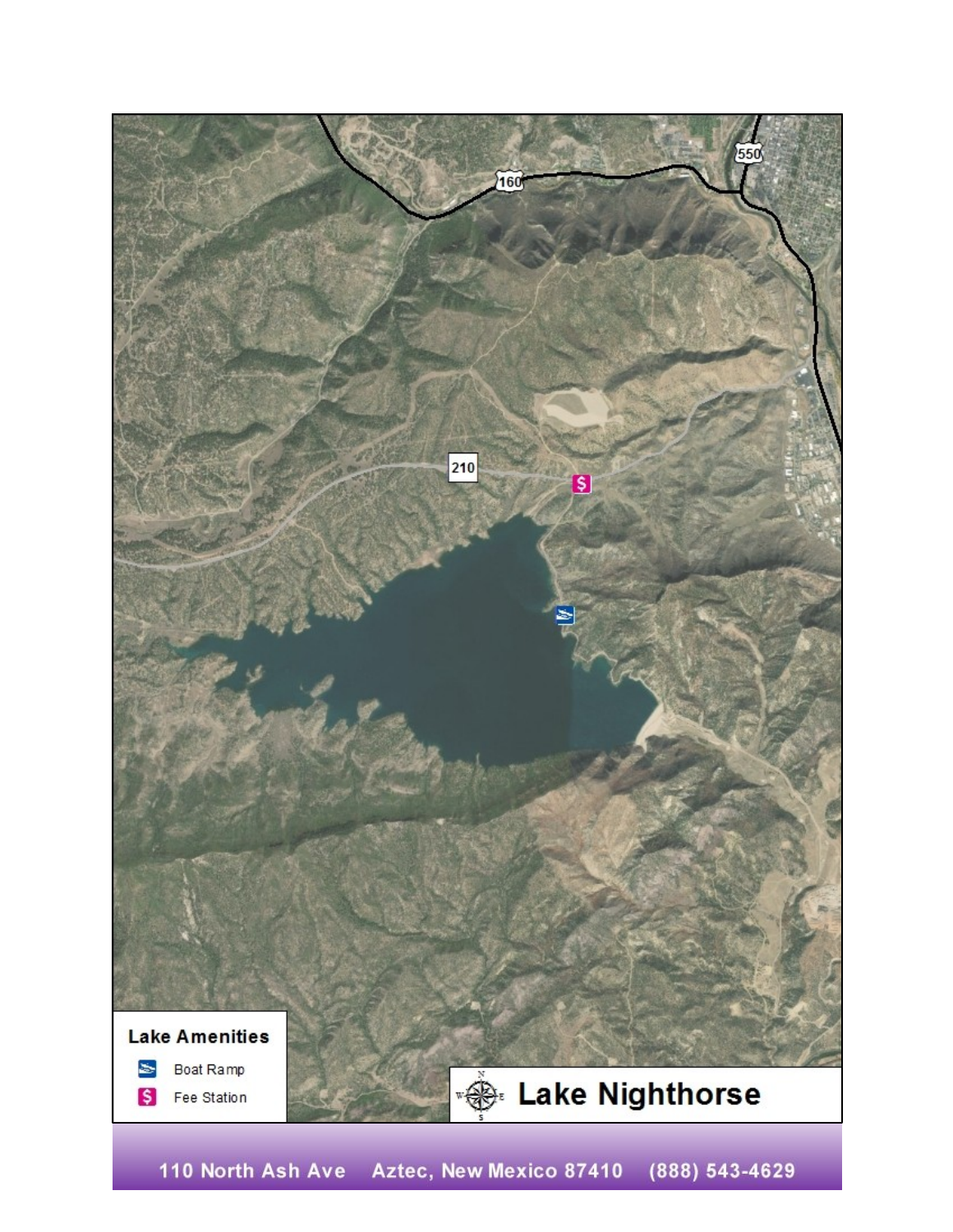160

550

210

## Lake Amenities

- Boat Ramp
- Fee Station

# Lake Nighthorse

110 North Ash Ave Aztec, New Mexico 87410 (888) 543-4629